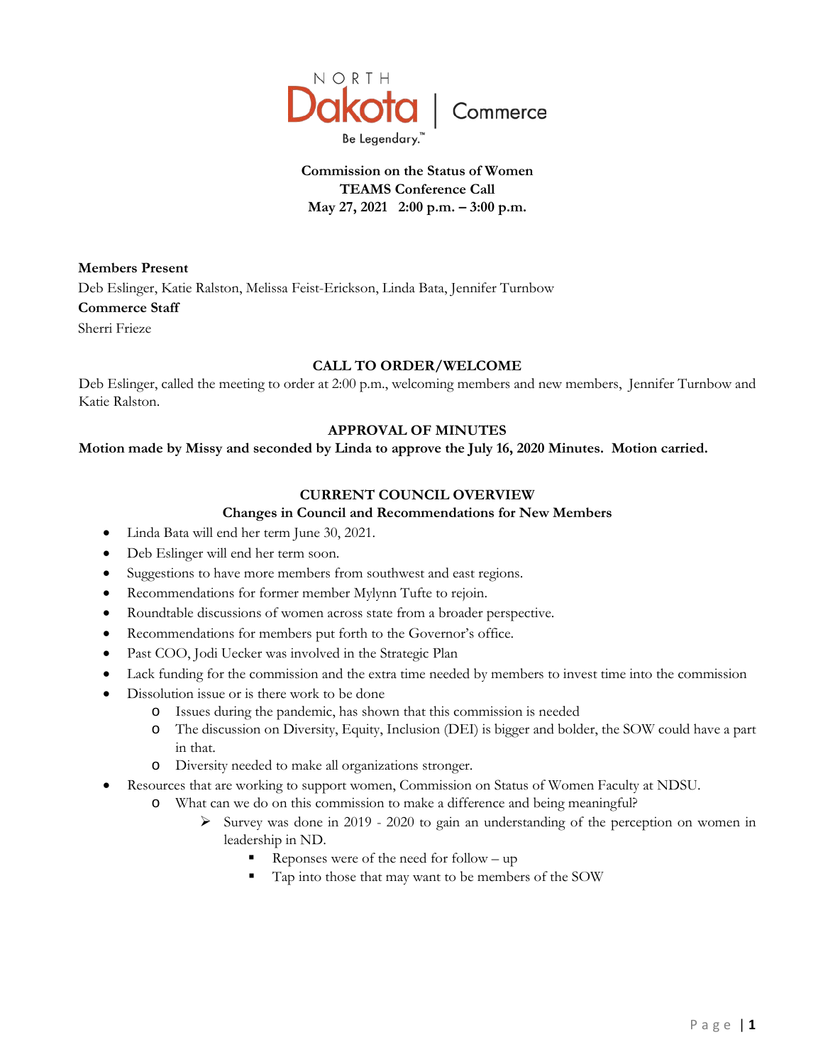NORTH Dakota | Commerce

Be Legendary.™

**Commission on the Status of Women**
**TEAMS Conference Call**
**May 27, 2021 2:00 p.m. – 3:00 p.m.**

**Members Present**

Deb Eslinger, Katie Ralston, Melissa Feist-Erickson, Linda Bata, Jennifer Turnbow

**Commerce Staff**

Sherri Frieze

## CALL TO ORDER/WELCOME

Deb Eslinger, called the meeting to order at 2:00 p.m., welcoming members and new members, Jennifer Turnbow and Katie Ralston.

## APPROVAL OF MINUTES

**Motion made by Missy and seconded by Linda to approve the July 16, 2020 Minutes. Motion carried.**

## CURRENT COUNCIL OVERVIEW

### Changes in Council and Recommendations for New Members

- Linda Bata will end her term June 30, 2021.
- Deb Eslinger will end her term soon.
- Suggestions to have more members from southwest and east regions.
- Recommendations for former member Mylynn Tufte to rejoin.
- Roundtable discussions of women across state from a broader perspective.
- Recommendations for members put forth to the Governor's office.
- Past COO, Jodi Uecker was involved in the Strategic Plan
- Lack funding for the commission and the extra time needed by members to invest time into the commission
- Dissolution issue or is there work to be done
  - Issues during the pandemic, has shown that this commission is needed
  - The discussion on Diversity, Equity, Inclusion (DEI) is bigger and bolder, the SOW could have a part in that.
  - Diversity needed to make all organizations stronger.
- Resources that are working to support women, Commission on Status of Women Faculty at NDSU.
  - What can we do on this commission to make a difference and being meaningful?
    - Survey was done in 2019 - 2020 to gain an understanding of the perception on women in leadership in ND.
      - Reponses were of the need for follow – up
      - Tap into those that may want to be members of the SOW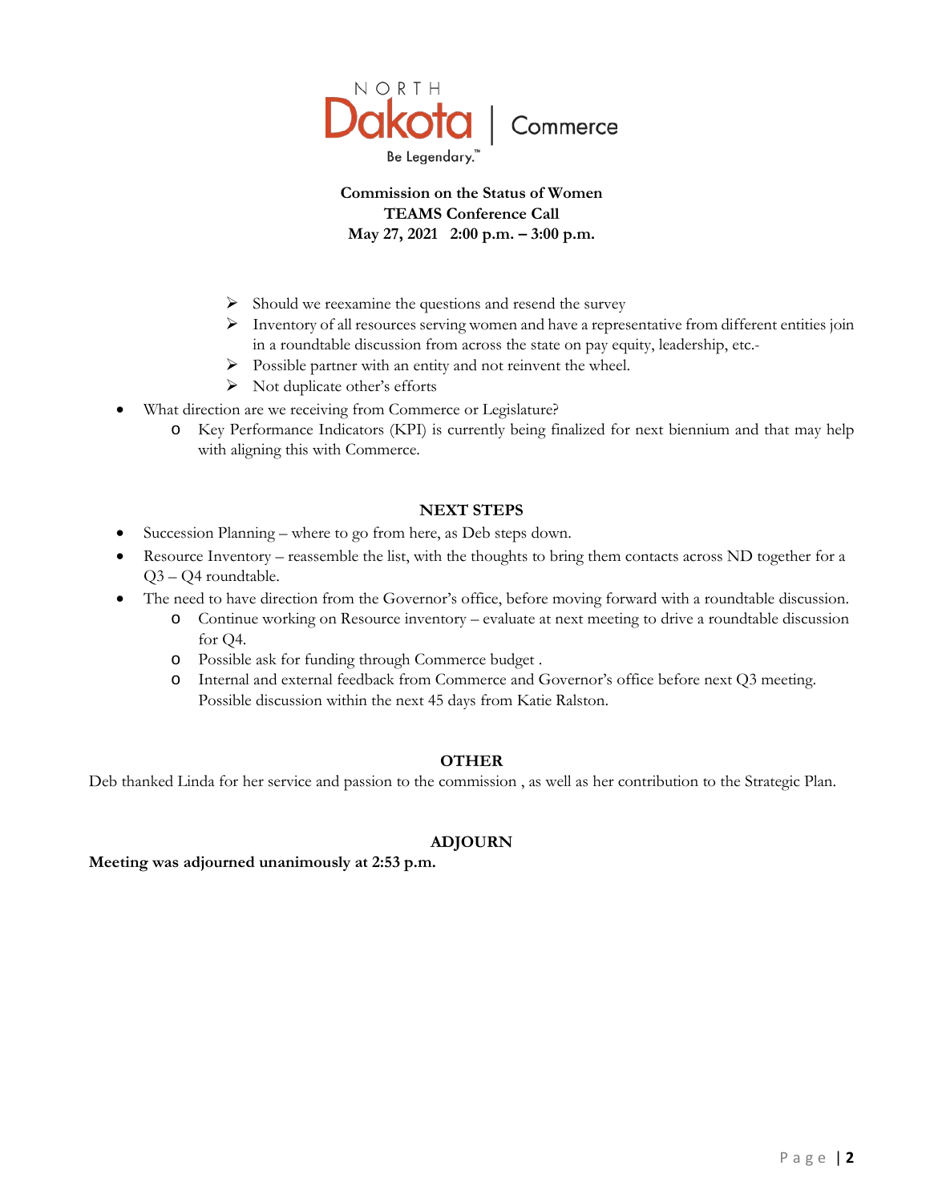**Commission on the Status of Women**
**TEAMS Conference Call**
**May 27, 2021 2:00 p.m. – 3:00 p.m.**

   - Should we reexamine the questions and resend the survey
   - Inventory of all resources serving women and have a representative from different entities join in a roundtable discussion from across the state on pay equity, leadership, etc.-
   - Possible partner with an entity and not reinvent the wheel.
   - Not duplicate other's efforts
- What direction are we receiving from Commerce or Legislature?
   - Key Performance Indicators (KPI) is currently being finalized for next biennium and that may help with aligning this with Commerce.

## NEXT STEPS

- Succession Planning – where to go from here, as Deb steps down.
- Resource Inventory – reassemble the list, with the thoughts to bring them contacts across ND together for a Q3 – Q4 roundtable.
- The need to have direction from the Governor's office, before moving forward with a roundtable discussion.
   - Continue working on Resource inventory – evaluate at next meeting to drive a roundtable discussion for Q4.
   - Possible ask for funding through Commerce budget .
   - Internal and external feedback from Commerce and Governor's office before next Q3 meeting. Possible discussion within the next 45 days from Katie Ralston.

## OTHER

Deb thanked Linda for her service and passion to the commission , as well as her contribution to the Strategic Plan.

## ADJOURN

**Meeting was adjourned unanimously at 2:53 p.m.**